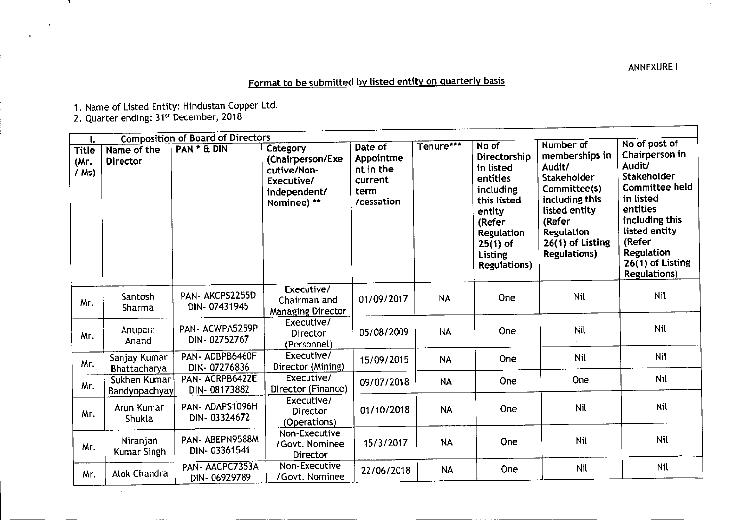ANNEXURE I

## Format to be submitted by listed entity on quarterly basis

1. Name of Listed Entity: Hindustan Copper Ltd.
2. Quarter ending: 31st December, 2018

| I. Composition of Board of Directors | | | | | | | | |
|---|---|---|---|---|---|---|---|---|
| Title (Mr. / Ms) | Name of the Director | PAN * & DIN | Category (Chairperson/Executive/Non-Executive/ independent/ Nominee) ** | Date of Appointment in the current term /cessation | Tenure*** | No of Directorship in listed entities including this listed entity (Refer Regulation 25(1) of Listing Regulations) | Number of memberships in Audit/ Stakeholder Committee(s) including this listed entity (Refer Regulation 26(1) of Listing Regulations) | No of post of Chairperson in Audit/ Stakeholder Committee held in listed entities including this listed entity (Refer Regulation 26(1) of Listing Regulations) |
| Mr. | Santosh Sharma | PAN- AKCPS2255D DIN- 07431945 | Executive/ Chairman and Managing Director | 01/09/2017 | NA | One | Nil | Nil |
| Mr. | Anupam Anand | PAN- ACWPA5259P DIN- 02752767 | Executive/ Director (Personnel) | 05/08/2009 | NA | One | Nil | Nil |
| Mr. | Sanjay Kumar Bhattacharya | PAN- ADBPB6460F DIN- 07276836 | Executive/ Director (Mining) | 15/09/2015 | NA | One | Nil | Nil |
| Mr. | Sukhen Kumar Bandyopadhyay | PAN- ACRPB6422E DIN- 08173882 | Executive/ Director (Finance) | 09/07/2018 | NA | One | One | Nil |
| Mr. | Arun Kumar Shukla | PAN- ADAPS1096H DIN- 03324672 | Executive/ Director (Operations) | 01/10/2018 | NA | One | Nil | Nil |
| Mr. | Niranjan Kumar Singh | PAN- ABEPN9588M DIN- 03361541 | Non-Executive /Govt. Nominee Director | 15/3/2017 | NA | One | Nil | Nil |
| Mr. | Alok Chandra | PAN- AACPC7353A DIN- 06929789 | Non-Executive /Govt. Nominee | 22/06/2018 | NA | One | Nil | Nil |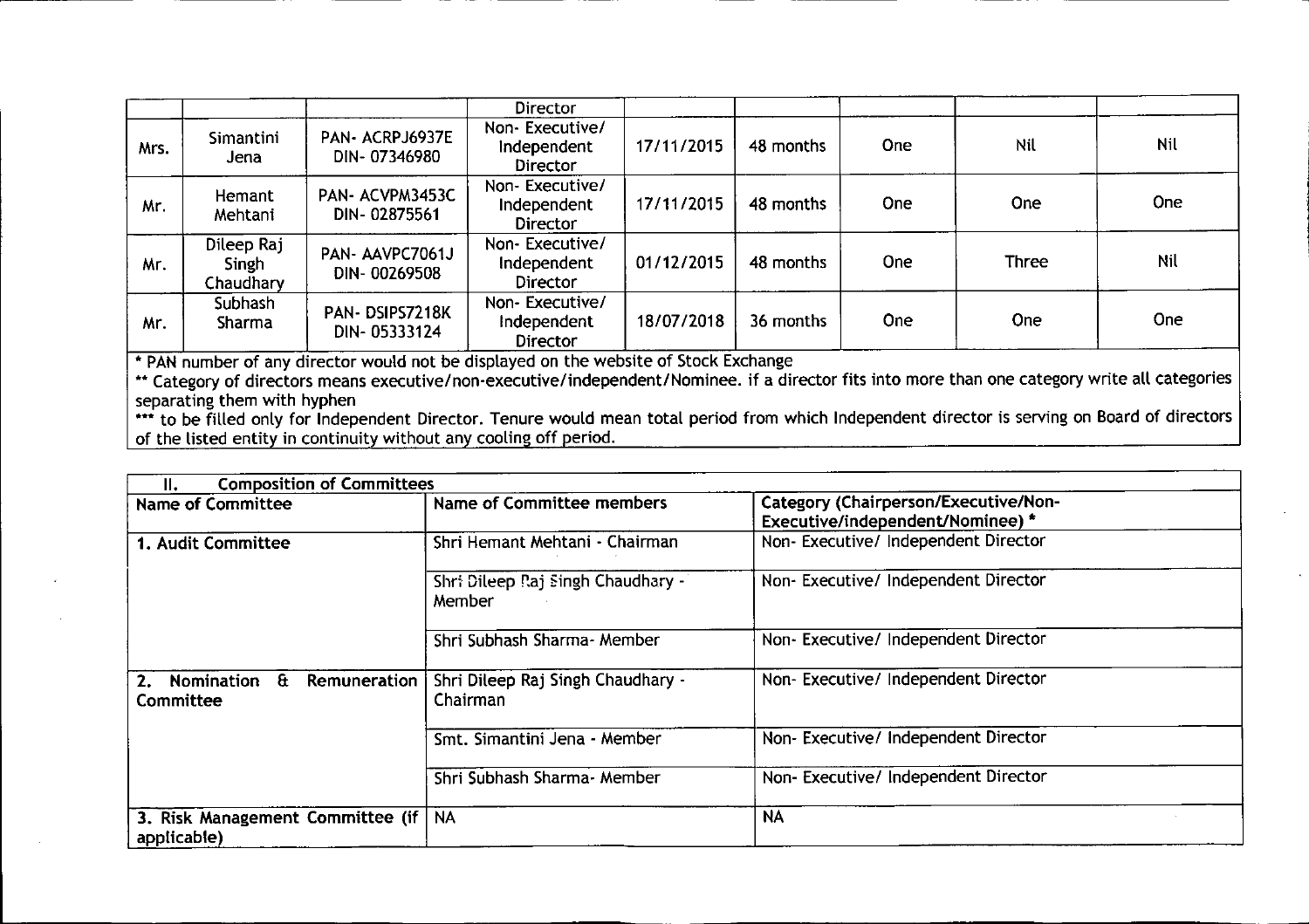| | | | Director | | | | | |
|---|---|---|---|---|---|---|---|---|
| Mrs. | Simantini Jena | PAN- ACRPJ6937E DIN- 07346980 | Non- Executive/ Independent Director | 17/11/2015 | 48 months | One | Nil | Nil |
| Mr. | Hemant Mehtani | PAN- ACVPM3453C DIN- 02875561 | Non- Executive/ Independent Director | 17/11/2015 | 48 months | One | One | One |
| Mr. | Dileep Raj Singh Chaudhary | PAN- AAVPC7061J DIN- 00269508 | Non- Executive/ Independent Director | 01/12/2015 | 48 months | One | Three | Nil |
| Mr. | Subhash Sharma | PAN- DSIPS7218K DIN- 05333124 | Non- Executive/ Independent Director | 18/07/2018 | 36 months | One | One | One |

* PAN number of any director would not be displayed on the website of Stock Exchange

** Category of directors means executive/non-executive/independent/Nominee. if a director fits into more than one category write all categories separating them with hyphen

*** to be filled only for Independent Director. Tenure would mean total period from which Independent director is serving on Board of directors of the listed entity in continuity without any cooling off period.

| II. Composition of Committees | | |
|---|---|---|
| **Name of Committee** | **Name of Committee members** | **Category (Chairperson/Executive/Non-Executive/independent/Nominee) *** |
| **1. Audit Committee** | Shri Hemant Mehtani - Chairman | Non- Executive/ Independent Director |
| | Shri Dileep Raj Singh Chaudhary - Member | Non- Executive/ Independent Director |
| | Shri Subhash Sharma- Member | Non- Executive/ Independent Director |
| **2. Nomination & Remuneration Committee** | Shri Dileep Raj Singh Chaudhary - Chairman | Non- Executive/ Independent Director |
| | Smt. Simantini Jena - Member | Non- Executive/ Independent Director |
| | Shri Subhash Sharma- Member | Non- Executive/ Independent Director |
| **3. Risk Management Committee (if applicable)** | NA | NA |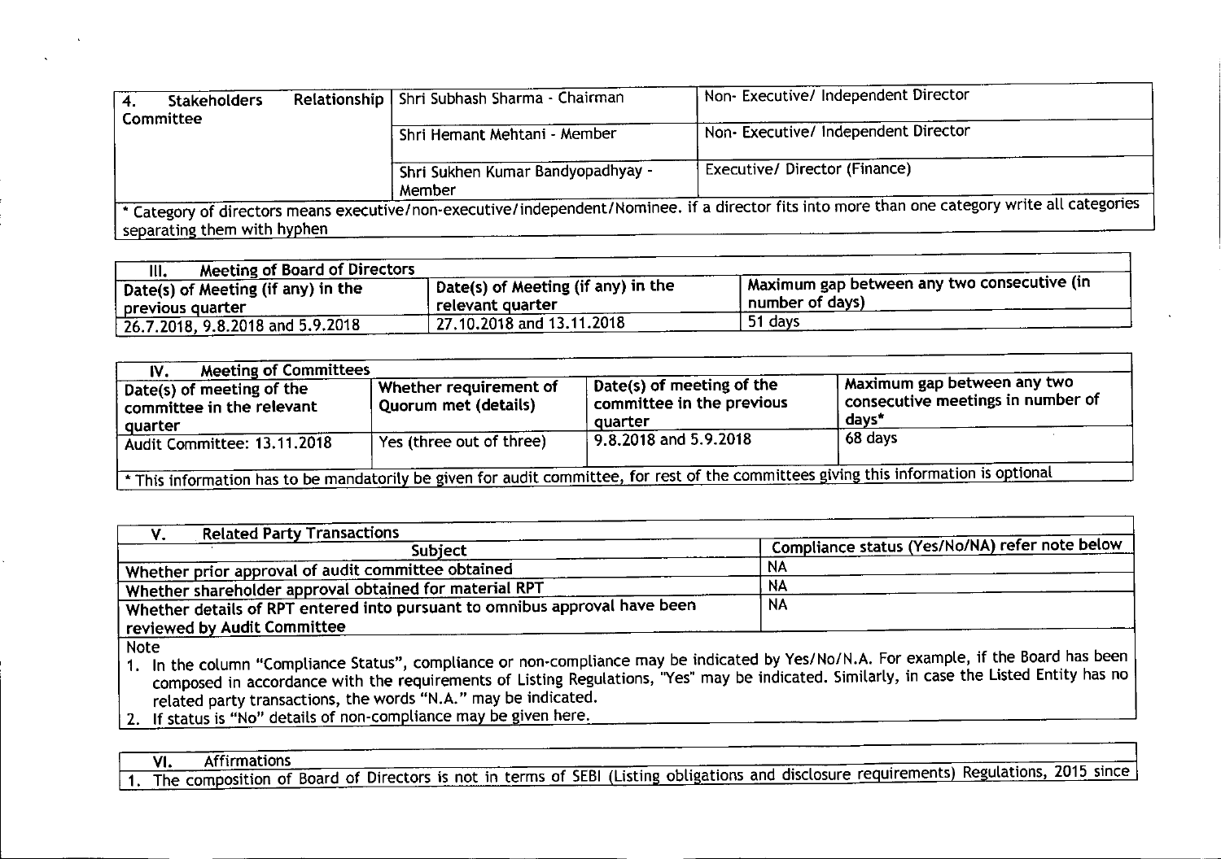| 4. Stakeholders Relationship Committee | Shri Subhash Sharma - Chairman | Non- Executive/ Independent Director |
| --- | --- | --- |
| | Shri Hemant Mehtani - Member | Non- Executive/ Independent Director |
| | Shri Sukhen Kumar Bandyopadhyay - Member | Executive/ Director (Finance) |

* Category of directors means executive/non-executive/independent/Nominee. if a director fits into more than one category write all categories separating them with hyphen

| III. Meeting of Board of Directors | | |
| --- | --- | --- |
| Date(s) of Meeting (if any) in the previous quarter | Date(s) of Meeting (if any) in the relevant quarter | Maximum gap between any two consecutive (in number of days) |
| 26.7.2018, 9.8.2018 and 5.9.2018 | 27.10.2018 and 13.11.2018 | 51 days |

| IV. Meeting of Committees | | | |
| --- | --- | --- | --- |
| Date(s) of meeting of the committee in the relevant quarter | Whether requirement of Quorum met (details) | Date(s) of meeting of the committee in the previous quarter | Maximum gap between any two consecutive meetings in number of days* |
| Audit Committee: 13.11.2018 | Yes (three out of three) | 9.8.2018 and 5.9.2018 | 68 days |

* This information has to be mandatorily be given for audit committee, for rest of the committees giving this information is optional

| V. Related Party Transactions | |
| --- | --- |
| Subject | Compliance status (Yes/No/NA) refer note below |
| Whether prior approval of audit committee obtained | NA |
| Whether shareholder approval obtained for material RPT | NA |
| Whether details of RPT entered into pursuant to omnibus approval have been reviewed by Audit Committee | NA |

Note

1. In the column "Compliance Status", compliance or non-compliance may be indicated by Yes/No/N.A. For example, if the Board has been composed in accordance with the requirements of Listing Regulations, "Yes" may be indicated. Similarly, in case the Listed Entity has no related party transactions, the words "N.A." may be indicated.
2. If status is "No" details of non-compliance may be given here.

VI. Affirmations

1. The composition of Board of Directors is not in terms of SEBI (Listing obligations and disclosure requirements) Regulations, 2015 since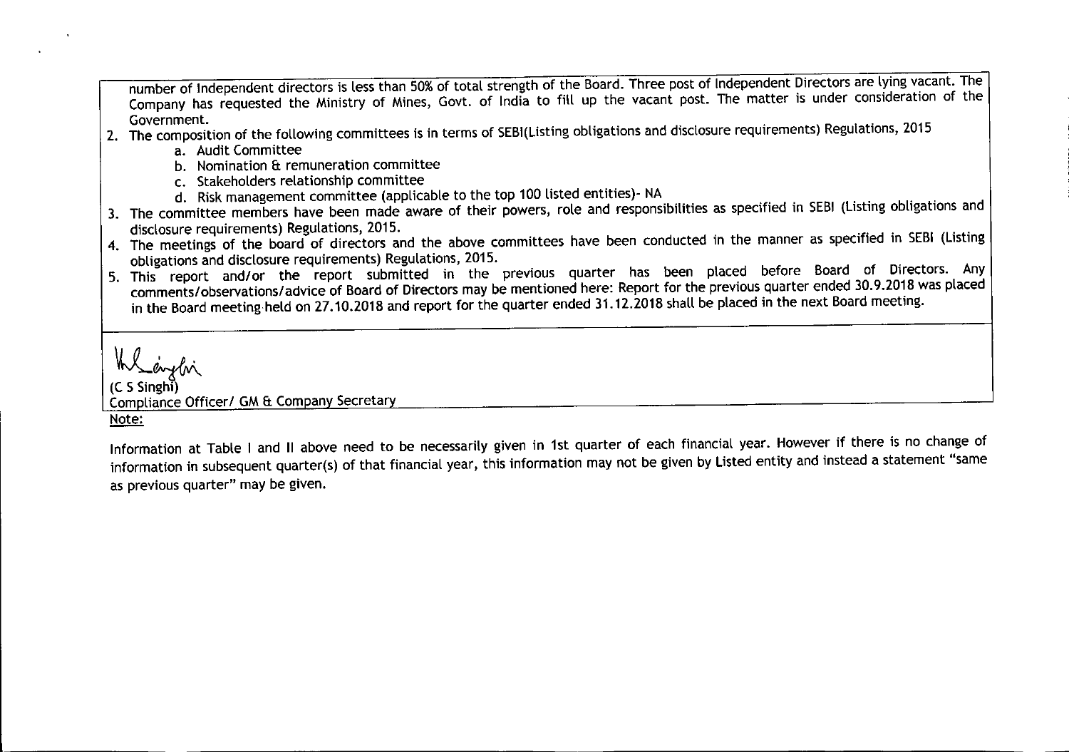number of Independent directors is less than 50% of total strength of the Board. Three post of Independent Directors are lying vacant. The Company has requested the Ministry of Mines, Govt. of India to fill up the vacant post. The matter is under consideration of the Government.

2. The composition of the following committees is in terms of SEBI(Listing obligations and disclosure requirements) Regulations, 2015
   a. Audit Committee
   b. Nomination & remuneration committee
   c. Stakeholders relationship committee
   d. Risk management committee (applicable to the top 100 listed entities)- NA
3. The committee members have been made aware of their powers, role and responsibilities as specified in SEBI (Listing obligations and disclosure requirements) Regulations, 2015.
4. The meetings of the board of directors and the above committees have been conducted in the manner as specified in SEBI (Listing obligations and disclosure requirements) Regulations, 2015.
5. This report and/or the report submitted in the previous quarter has been placed before Board of Directors. Any comments/observations/advice of Board of Directors may be mentioned here: Report for the previous quarter ended 30.9.2018 was placed in the Board meeting held on 27.10.2018 and report for the quarter ended 31.12.2018 shall be placed in the next Board meeting.

(C S Singhi)
Compliance Officer/ GM & Company Secretary

Note:

Information at Table I and II above need to be necessarily given in 1st quarter of each financial year. However if there is no change of information in subsequent quarter(s) of that financial year, this information may not be given by Listed entity and instead a statement "same as previous quarter" may be given.